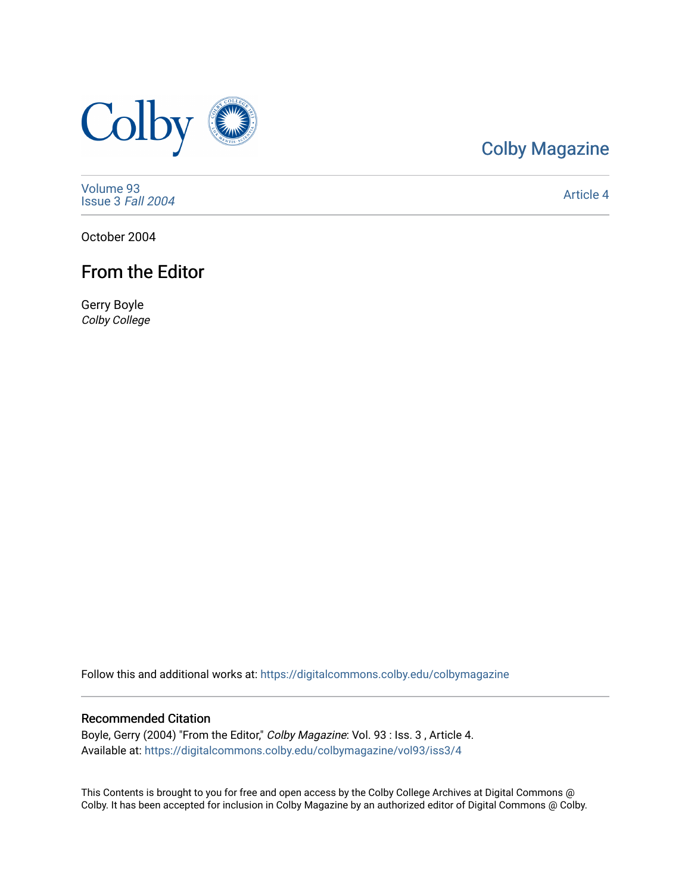Colby Magazine

Volume 93
Issue 3 *Fall 2004*

Article 4

October 2004

# From the Editor

Gerry Boyle
*Colby College*

Follow this and additional works at: https://digitalcommons.colby.edu/colbymagazine

## Recommended Citation

Boyle, Gerry (2004) "From the Editor," *Colby Magazine*: Vol. 93 : Iss. 3 , Article 4.
Available at: https://digitalcommons.colby.edu/colbymagazine/vol93/iss3/4

This Contents is brought to you for free and open access by the Colby College Archives at Digital Commons @ Colby. It has been accepted for inclusion in Colby Magazine by an authorized editor of Digital Commons @ Colby.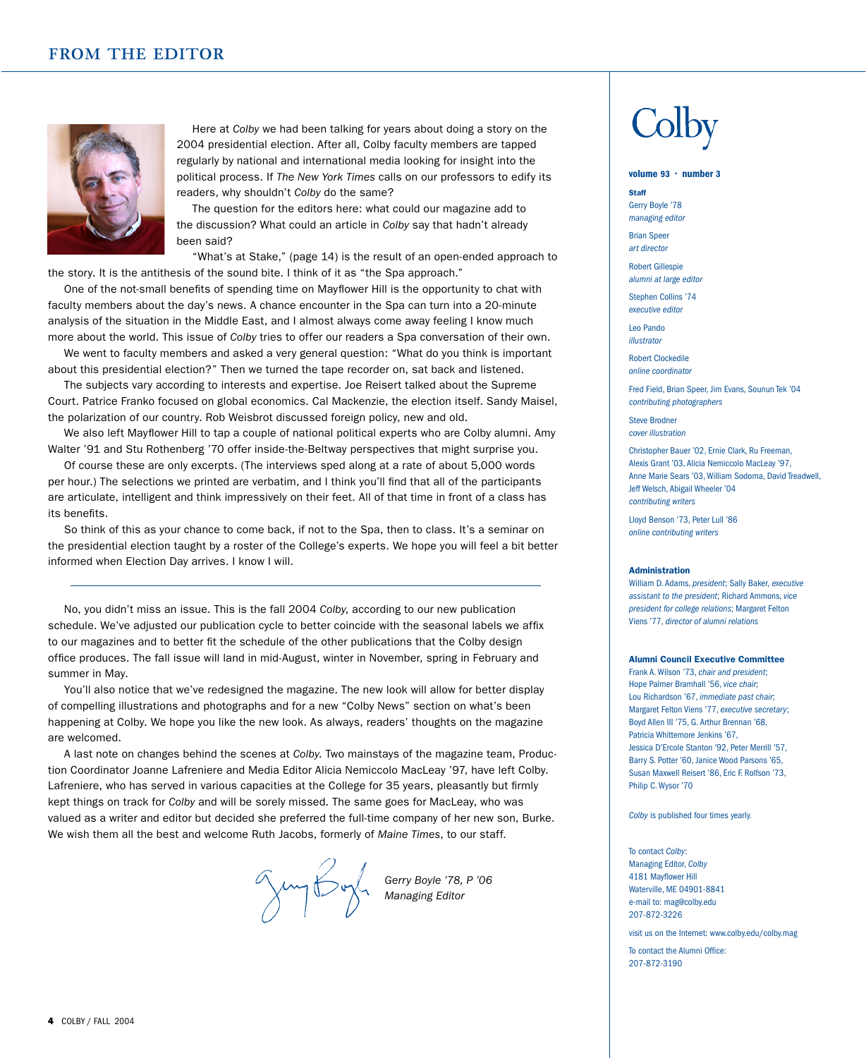# FROM THE EDITOR

Here at *Colby* we had been talking for years about doing a story on the 2004 presidential election. After all, Colby faculty members are tapped regularly by national and international media looking for insight into the political process. If *The New York Times* calls on our professors to edify its readers, why shouldn't *Colby* do the same?

The question for the editors here: what could our magazine add to the discussion? What could an article in *Colby* say that hadn't already been said?

"What's at Stake," (page 14) is the result of an open-ended approach to the story. It is the antithesis of the sound bite. I think of it as "the Spa approach."

One of the not-small benefits of spending time on Mayflower Hill is the opportunity to chat with faculty members about the day's news. A chance encounter in the Spa can turn into a 20-minute analysis of the situation in the Middle East, and I almost always come away feeling I know much more about the world. This issue of *Colby* tries to offer our readers a Spa conversation of their own.

We went to faculty members and asked a very general question: "What do you think is important about this presidential election?" Then we turned the tape recorder on, sat back and listened.

The subjects vary according to interests and expertise. Joe Reisert talked about the Supreme Court. Patrice Franko focused on global economics. Cal Mackenzie, the election itself. Sandy Maisel, the polarization of our country. Rob Weisbrot discussed foreign policy, new and old.

We also left Mayflower Hill to tap a couple of national political experts who are Colby alumni. Amy Walter '91 and Stu Rothenberg '70 offer inside-the-Beltway perspectives that might surprise you.

Of course these are only excerpts. (The interviews sped along at a rate of about 5,000 words per hour.) The selections we printed are verbatim, and I think you'll find that all of the participants are articulate, intelligent and think impressively on their feet. All of that time in front of a class has its benefits.

So think of this as your chance to come back, if not to the Spa, then to class. It's a seminar on the presidential election taught by a roster of the College's experts. We hope you will feel a bit better informed when Election Day arrives. I know I will.

---

No, you didn't miss an issue. This is the fall 2004 *Colby*, according to our new publication schedule. We've adjusted our publication cycle to better coincide with the seasonal labels we affix to our magazines and to better fit the schedule of the other publications that the Colby design office produces. The fall issue will land in mid-August, winter in November, spring in February and summer in May.

You'll also notice that we've redesigned the magazine. The new look will allow for better display of compelling illustrations and photographs and for a new "Colby News" section on what's been happening at Colby. We hope you like the new look. As always, readers' thoughts on the magazine are welcomed.

A last note on changes behind the scenes at *Colby*. Two mainstays of the magazine team, Production Coordinator Joanne Lafreniere and Media Editor Alicia Nemiccolo MacLeay '97, have left Colby. Lafreniere, who has served in various capacities at the College for 35 years, pleasantly but firmly kept things on track for *Colby* and will be sorely missed. The same goes for MacLeay, who was valued as a writer and editor but decided she preferred the full-time company of her new son, Burke. We wish them all the best and welcome Ruth Jacobs, formerly of *Maine Times*, to our staff.

*Gerry Boyle '78, P '06*
*Managing Editor*

---

## Colby

**volume 93 · number 3**

**Staff**

Gerry Boyle '78
*managing editor*

Brian Speer
*art director*

Robert Gillespie
*alumni at large editor*

Stephen Collins '74
*executive editor*

Leo Pando
*illustrator*

Robert Clockedile
*online coordinator*

Fred Field, Brian Speer, Jim Evans, Sounun Tek '04
*contributing photographers*

Steve Brodner
*cover illustration*

Christopher Bauer '02, Ernie Clark, Ru Freeman, Alexis Grant '03, Alicia Nemiccolo MacLeay '97, Anne Marie Sears '03, William Sodoma, David Treadwell, Jeff Welsch, Abigail Wheeler '04
*contributing writers*

Lloyd Benson '73, Peter Lull '86
*online contributing writers*

**Administration**

William D. Adams, *president*; Sally Baker, *executive assistant to the president*; Richard Ammons, *vice president for college relations*; Margaret Felton Viens '77, *director of alumni relations*

**Alumni Council Executive Committee**

Frank A. Wilson '73, *chair and president*; Hope Palmer Bramhall '56, *vice chair*; Lou Richardson '67, *immediate past chair*; Margaret Felton Viens '77, *executive secretary*; Boyd Allen III '75, G. Arthur Brennan '68, Patricia Whittemore Jenkins '67, Jessica D'Ercole Stanton '92, Peter Merrill '57, Barry S. Potter '60, Janice Wood Parsons '65, Susan Maxwell Reisert '86, Eric F. Rolfson '73, Philip C. Wysor '70

*Colby* is published four times yearly.

To contact *Colby*:
Managing Editor, *Colby*
4181 Mayflower Hill
Waterville, ME 04901-8841
e-mail to: mag@colby.edu
207-872-3226

visit us on the Internet: www.colby.edu/colby.mag

To contact the Alumni Office:
207-872-3190